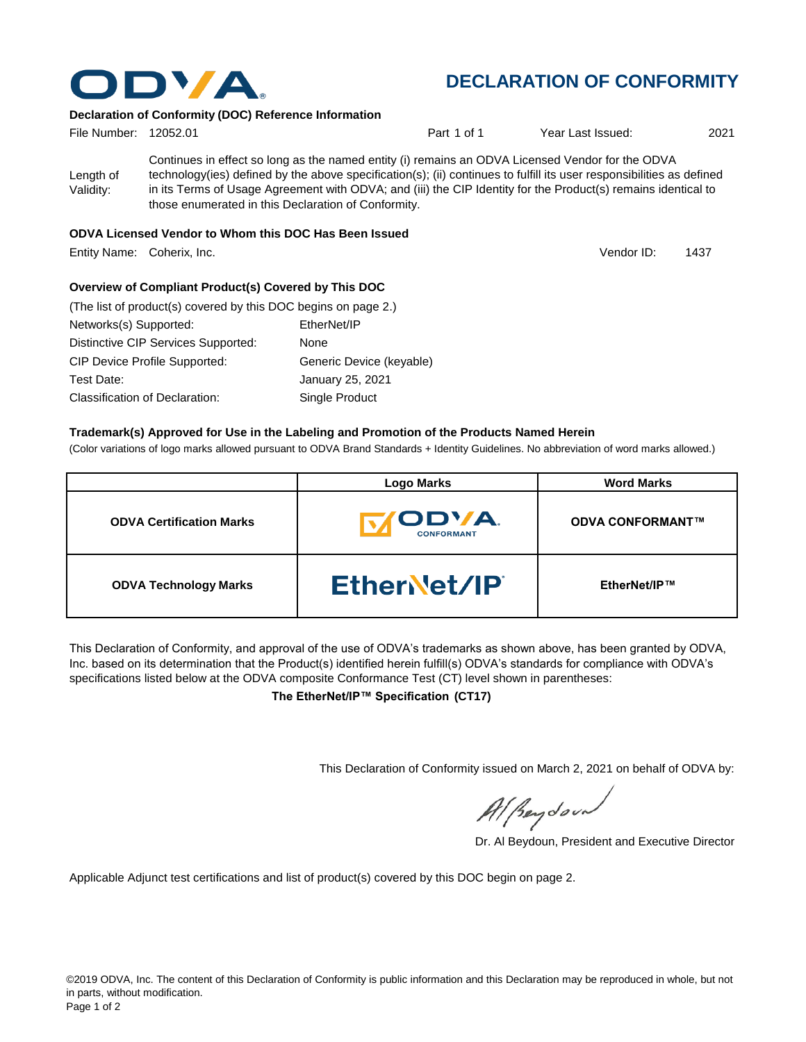# DECLARATION OF CONFORMITY

**Declaration of Conformity (DOC) Reference Information**

File Number: 12052.01 | Part 1 of 1 | Year Last Issued: 2021

Length of Validity: Continues in effect so long as the named entity (i) remains an ODVA Licensed Vendor for the ODVA technology(ies) defined by the above specification(s); (ii) continues to fulfill its user responsibilities as defined in its Terms of Usage Agreement with ODVA; and (iii) the CIP Identity for the Product(s) remains identical to those enumerated in this Declaration of Conformity.

**ODVA Licensed Vendor to Whom this DOC Has Been Issued**

Entity Name: Coherix, Inc. | Vendor ID: 1437

**Overview of Compliant Product(s) Covered by This DOC**

(The list of product(s) covered by this DOC begins on page 2.)

| | |
|---|---|
| Networks(s) Supported: | EtherNet/IP |
| Distinctive CIP Services Supported: | None |
| CIP Device Profile Supported: | Generic Device (keyable) |
| Test Date: | January 25, 2021 |
| Classification of Declaration: | Single Product |

**Trademark(s) Approved for Use in the Labeling and Promotion of the Products Named Herein**

(Color variations of logo marks allowed pursuant to ODVA Brand Standards + Identity Guidelines. No abbreviation of word marks allowed.)

| | Logo Marks | Word Marks |
|---|---|---|
| **ODVA Certification Marks** | ODVA CONFORMANT | **ODVA CONFORMANT™** |
| **ODVA Technology Marks** | EtherNet/IP | **EtherNet/IP™** |

This Declaration of Conformity, and approval of the use of ODVA's trademarks as shown above, has been granted by ODVA, Inc. based on its determination that the Product(s) identified herein fulfill(s) ODVA's standards for compliance with ODVA's specifications listed below at the ODVA composite Conformance Test (CT) level shown in parentheses:

**The EtherNet/IP™ Specification (CT17)**

This Declaration of Conformity issued on March 2, 2021 on behalf of ODVA by:

Dr. Al Beydoun, President and Executive Director

Applicable Adjunct test certifications and list of product(s) covered by this DOC begin on page 2.

©2019 ODVA, Inc. The content of this Declaration of Conformity is public information and this Declaration may be reproduced in whole, but not in parts, without modification.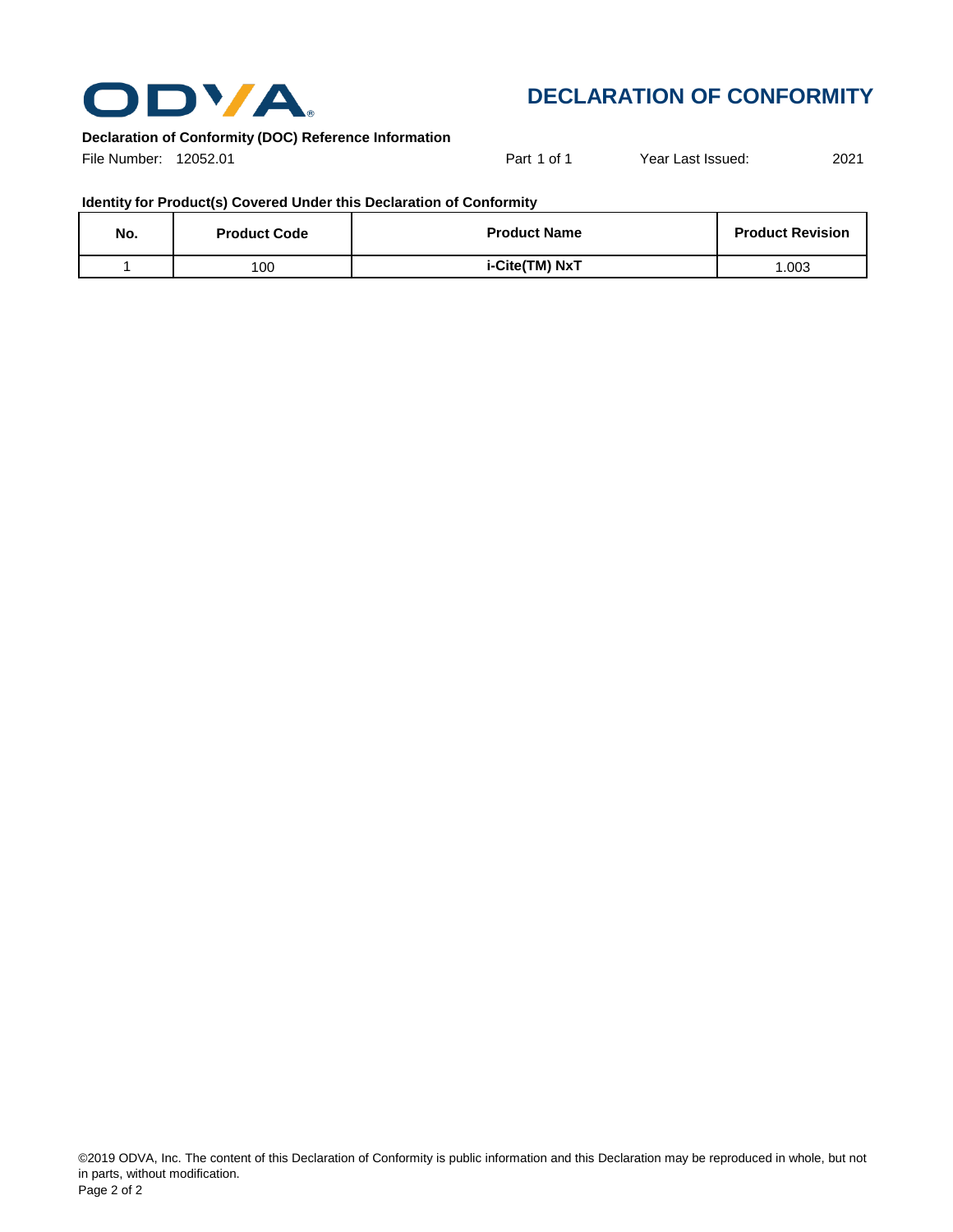# DECLARATION OF CONFORMITY

**Declaration of Conformity (DOC) Reference Information**

File Number: 12052.01 Part 1 of 1 Year Last Issued: 2021

**Identity for Product(s) Covered Under this Declaration of Conformity**

| No. | Product Code | Product Name | Product Revision |
|---|---|---|---|
| 1 | 100 | **i-Cite(TM) NxT** | 1.003 |

©2019 ODVA, Inc. The content of this Declaration of Conformity is public information and this Declaration may be reproduced in whole, but not in parts, without modification.